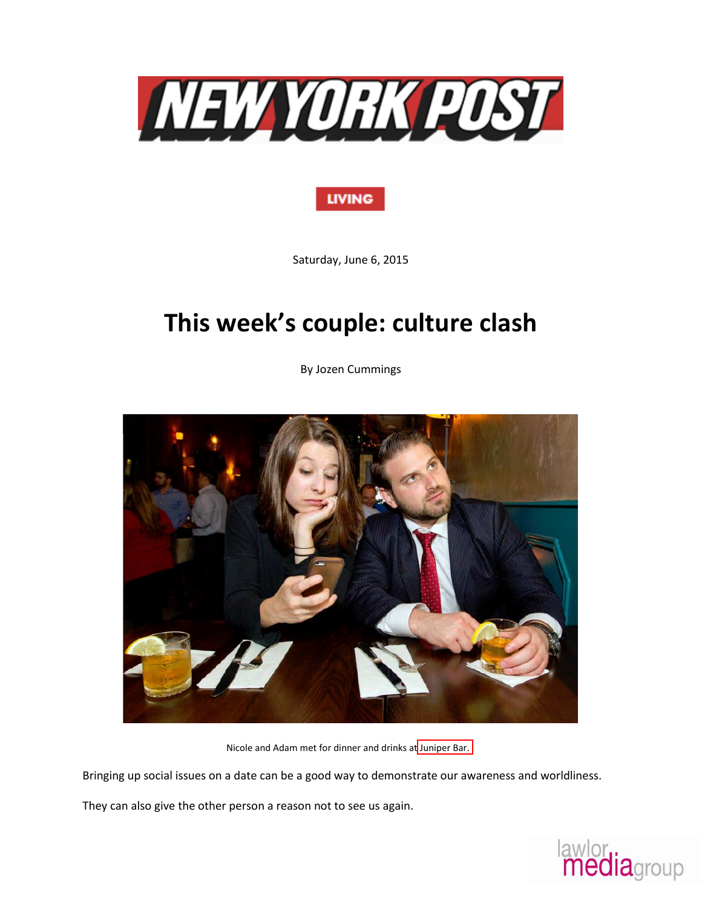NEW YORK POST

LIVING

Saturday, June 6, 2015

# This week's couple: culture clash

By Jozen Cummings

Nicole and Adam met for dinner and drinks at Juniper Bar.

Bringing up social issues on a date can be a good way to demonstrate our awareness and worldliness.

They can also give the other person a reason not to see us again.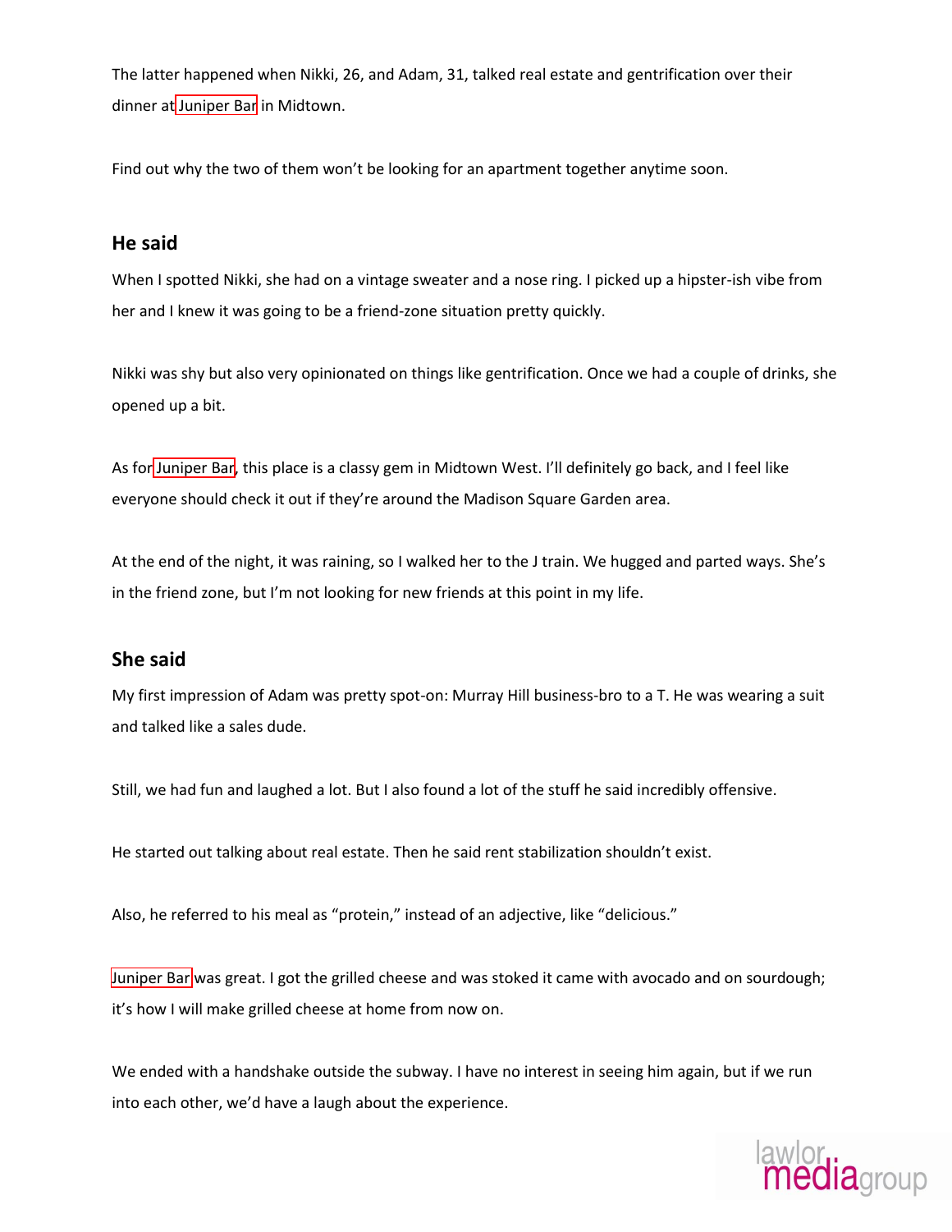The latter happened when Nikki, 26, and Adam, 31, talked real estate and gentrification over their dinner at Juniper Bar in Midtown.

Find out why the two of them won't be looking for an apartment together anytime soon.

## He said

When I spotted Nikki, she had on a vintage sweater and a nose ring. I picked up a hipster-ish vibe from her and I knew it was going to be a friend-zone situation pretty quickly.

Nikki was shy but also very opinionated on things like gentrification. Once we had a couple of drinks, she opened up a bit.

As for Juniper Bar, this place is a classy gem in Midtown West. I'll definitely go back, and I feel like everyone should check it out if they're around the Madison Square Garden area.

At the end of the night, it was raining, so I walked her to the J train. We hugged and parted ways. She's in the friend zone, but I'm not looking for new friends at this point in my life.

## She said

My first impression of Adam was pretty spot-on: Murray Hill business-bro to a T. He was wearing a suit and talked like a sales dude.

Still, we had fun and laughed a lot. But I also found a lot of the stuff he said incredibly offensive.

He started out talking about real estate. Then he said rent stabilization shouldn't exist.

Also, he referred to his meal as "protein," instead of an adjective, like "delicious."

Juniper Bar was great. I got the grilled cheese and was stoked it came with avocado and on sourdough; it's how I will make grilled cheese at home from now on.

We ended with a handshake outside the subway. I have no interest in seeing him again, but if we run into each other, we'd have a laugh about the experience.